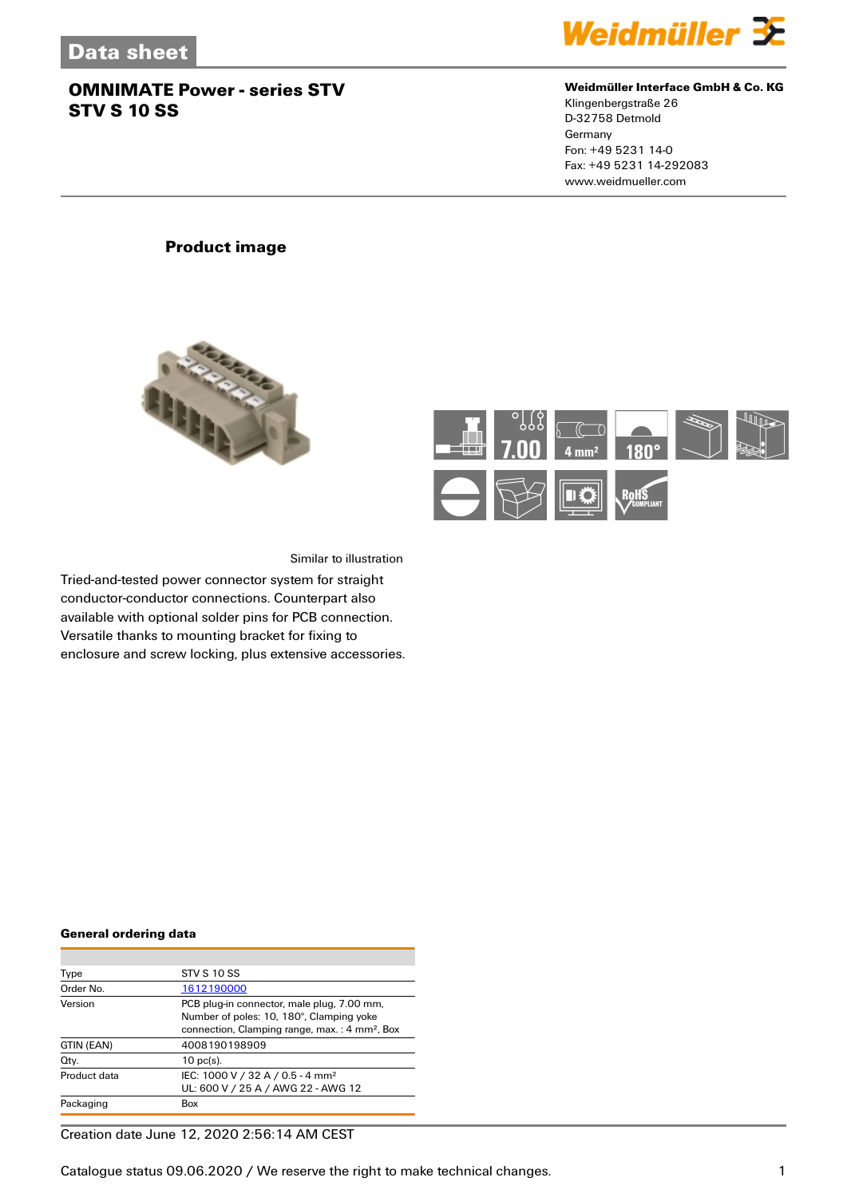# Data sheet

## OMNIMATE Power - series STV
## STV S 10 SS

**Weidmüller Interface GmbH & Co. KG**
Klingenbergstraße 26
D-32758 Detmold
Germany
Fon: +49 5231 14-0
Fax: +49 5231 14-292083
www.weidmueller.com

### Product image

Similar to illustration

Tried-and-tested power connector system for straight conductor-conductor connections. Counterpart also available with optional solder pins for PCB connection. Versatile thanks to mounting bracket for fixing to enclosure and screw locking, plus extensive accessories.

### General ordering data

| | |
|---|---|
| Type | STV S 10 SS |
| Order No. | 1612190000 |
| Version | PCB plug-in connector, male plug, 7.00 mm, Number of poles: 10, 180°, Clamping yoke connection, Clamping range, max. : 4 mm², Box |
| GTIN (EAN) | 4008190198909 |
| Qty. | 10 pc(s). |
| Product data | IEC: 1000 V / 32 A / 0.5 - 4 mm²<br>UL: 600 V / 25 A / AWG 22 - AWG 12 |
| Packaging | Box |

Creation date June 12, 2020 2:56:14 AM CEST

Catalogue status 09.06.2020 / We reserve the right to make technical changes.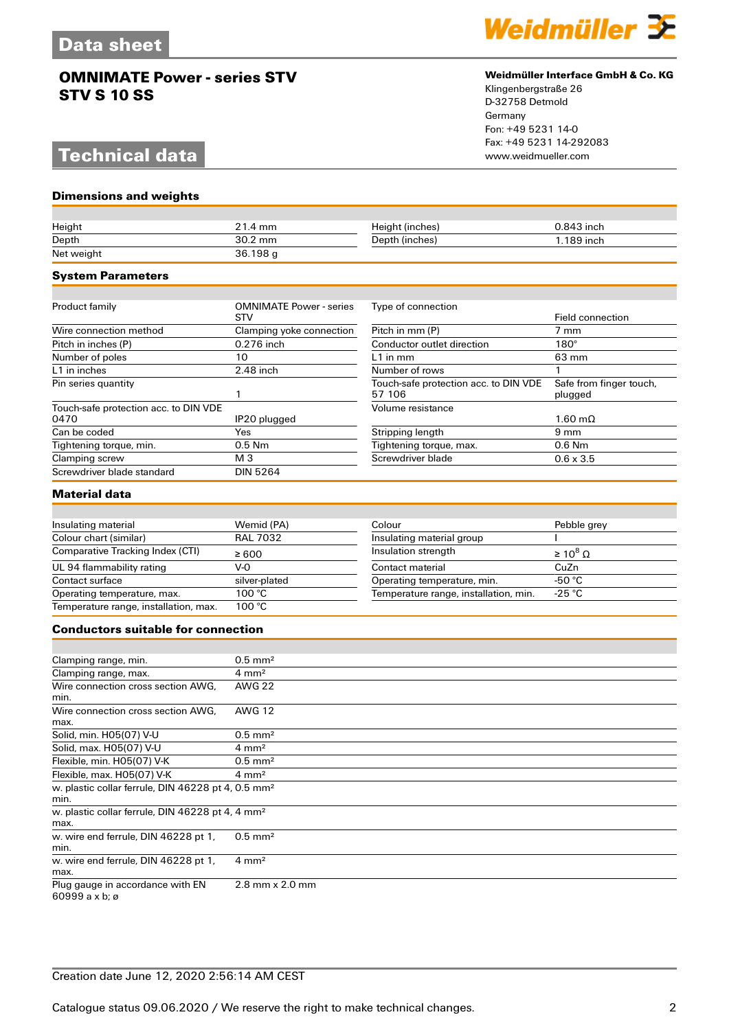# Data sheet

## OMNIMATE Power - series STV
## STV S 10 SS

**Weidmüller Interface GmbH & Co. KG**
Klingenbergstraße 26
D-32758 Detmold
Germany
Fon: +49 5231 14-0
Fax: +49 5231 14-292083
www.weidmueller.com

# Technical data

### Dimensions and weights

| | | | |
|---|---|---|---|
| Height | 21.4 mm | Height (inches) | 0.843 inch |
| Depth | 30.2 mm | Depth (inches) | 1.189 inch |
| Net weight | 36.198 g | | |

### System Parameters

| | | | |
|---|---|---|---|
| Product family | OMNIMATE Power - series STV | Type of connection | Field connection |
| Wire connection method | Clamping yoke connection | Pitch in mm (P) | 7 mm |
| Pitch in inches (P) | 0.276 inch | Conductor outlet direction | 180° |
| Number of poles | 10 | L1 in mm | 63 mm |
| L1 in inches | 2.48 inch | Number of rows | 1 |
| Pin series quantity | 1 | Touch-safe protection acc. to DIN VDE 57 106 | Safe from finger touch, plugged |
| Touch-safe protection acc. to DIN VDE 0470 | IP20 plugged | Volume resistance | 1.60 mΩ |
| Can be coded | Yes | Stripping length | 9 mm |
| Tightening torque, min. | 0.5 Nm | Tightening torque, max. | 0.6 Nm |
| Clamping screw | M 3 | Screwdriver blade | 0.6 x 3.5 |
| Screwdriver blade standard | DIN 5264 | | |

### Material data

| | | | |
|---|---|---|---|
| Insulating material | Wemid (PA) | Colour | Pebble grey |
| Colour chart (similar) | RAL 7032 | Insulating material group | I |
| Comparative Tracking Index (CTI) | ≥ 600 | Insulation strength | ≥ $10^8$ Ω |
| UL 94 flammability rating | V-0 | Contact material | CuZn |
| Contact surface | silver-plated | Operating temperature, min. | -50 °C |
| Operating temperature, max. | 100 °C | Temperature range, installation, min. | -25 °C |
| Temperature range, installation, max. | 100 °C | | |

### Conductors suitable for connection

| | |
|---|---|
| Clamping range, min. | 0.5 mm² |
| Clamping range, max. | 4 mm² |
| Wire connection cross section AWG, min. | AWG 22 |
| Wire connection cross section AWG, max. | AWG 12 |
| Solid, min. H05(07) V-U | 0.5 mm² |
| Solid, max. H05(07) V-U | 4 mm² |
| Flexible, min. H05(07) V-K | 0.5 mm² |
| Flexible, max. H05(07) V-K | 4 mm² |
| w. plastic collar ferrule, DIN 46228 pt 4, min. | 0.5 mm² |
| w. plastic collar ferrule, DIN 46228 pt 4, max. | 4 mm² |
| w. wire end ferrule, DIN 46228 pt 1, min. | 0.5 mm² |
| w. wire end ferrule, DIN 46228 pt 1, max. | 4 mm² |
| Plug gauge in accordance with EN 60999 a x b; ø | 2.8 mm x 2.0 mm |

Creation date June 12, 2020 2:56:14 AM CEST

Catalogue status 09.06.2020 / We reserve the right to make technical changes.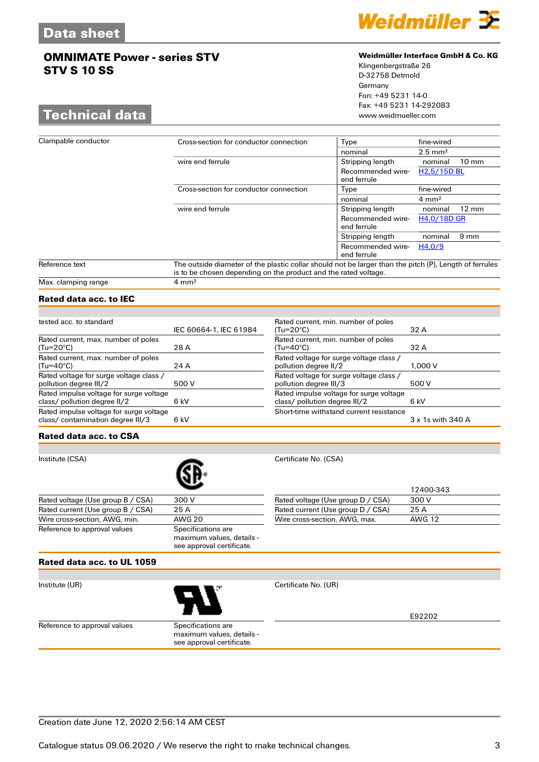# OMNIMATE Power - series STV
## STV S 10 SS

**Weidmüller Interface GmbH & Co. KG**
Klingenbergstraße 26
D-32758 Detmold
Germany
Fon: +49 5231 14-0
Fax: +49 5231 14-292083
www.weidmueller.com

## Technical data

| | | | |
|---|---|---|---|
| Clampable conductor | Cross-section for conductor connection | Type | fine-wired |
| | | nominal | 2.5 mm² |
| | wire end ferrule | Stripping length | nominal 10 mm |
| | | Recommended wire-end ferrule | H2,5/15D BL |
| | Cross-section for conductor connection | Type | fine-wired |
| | | nominal | 4 mm² |
| | wire end ferrule | Stripping length | nominal 12 mm |
| | | Recommended wire-end ferrule | H4,0/18D GR |
| | | Stripping length | nominal 9 mm |
| | | Recommended wire-end ferrule | H4,0/9 |
| Reference text | The outside diameter of the plastic collar should not be larger than the pitch (P), Length of ferrules is to be chosen depending on the product and the rated voltage. | | |
| Max. clamping range | 4 mm² | | |

### Rated data acc. to IEC

| | | | |
|---|---|---|---|
| tested acc. to standard | IEC 60664-1, IEC 61984 | Rated current, min. number of poles (Tu=20°C) | 32 A |
| Rated current, max. number of poles (Tu=20°C) | 28 A | Rated current, min. number of poles (Tu=40°C) | 32 A |
| Rated current, max. number of poles (Tu=40°C) | 24 A | Rated voltage for surge voltage class / pollution degree II/2 | 1,000 V |
| Rated voltage for surge voltage class / pollution degree III/2 | 500 V | Rated voltage for surge voltage class / pollution degree III/3 | 500 V |
| Rated impulse voltage for surge voltage class/ pollution degree II/2 | 6 kV | Rated impulse voltage for surge voltage class/ pollution degree III/2 | 6 kV |
| Rated impulse voltage for surge voltage class/ contamination degree III/3 | 6 kV | Short-time withstand current resistance | 3 x 1s with 340 A |

### Rated data acc. to CSA

| | | | |
|---|---|---|---|
| Institute (CSA) | | Certificate No. (CSA) | 12400-343 |
| Rated voltage (Use group B / CSA) | 300 V | Rated voltage (Use group D / CSA) | 300 V |
| Rated current (Use group B / CSA) | 25 A | Rated current (Use group D / CSA) | 25 A |
| Wire cross-section, AWG, min. | AWG 20 | Wire cross-section, AWG, max. | AWG 12 |
| Reference to approval values | Specifications are maximum values, details - see approval certificate. | | |

### Rated data acc. to UL 1059

| | | | |
|---|---|---|---|
| Institute (UR) | | Certificate No. (UR) | E92202 |
| Reference to approval values | Specifications are maximum values, details - see approval certificate. | | |

Creation date June 12, 2020 2:56:14 AM CEST

Catalogue status 09.06.2020 / We reserve the right to make technical changes.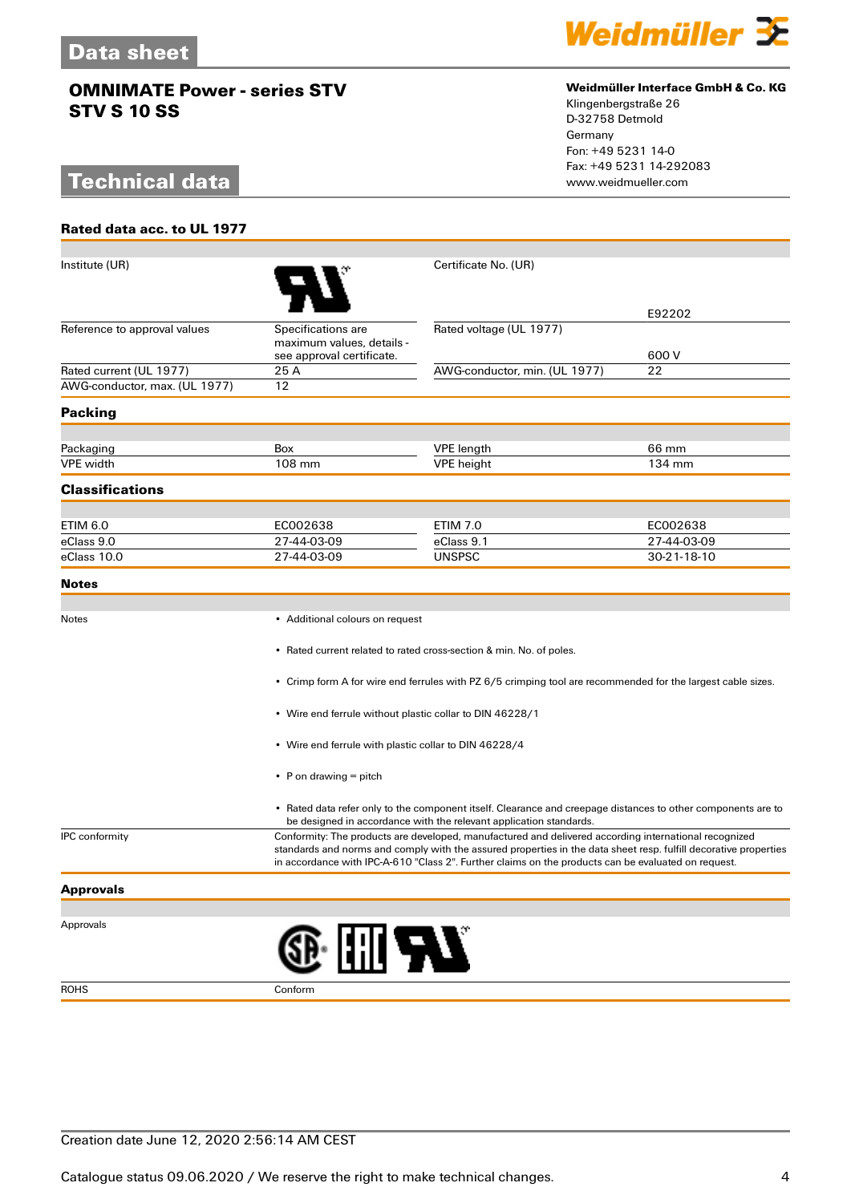# Data sheet

## OMNIMATE Power - series STV
## STV S 10 SS

**Weidmüller Interface GmbH & Co. KG**
Klingenbergstraße 26
D-32758 Detmold
Germany
Fon: +49 5231 14-0
Fax: +49 5231 14-292083
www.weidmueller.com

# Technical data

### Rated data acc. to UL 1977

| | | | |
|---|---|---|---|
| Institute (UR) | | Certificate No. (UR) | E92202 |
| Reference to approval values | Specifications are maximum values, details - see approval certificate. | Rated voltage (UL 1977) | 600 V |
| Rated current (UL 1977) | 25 A | AWG-conductor, min. (UL 1977) | 22 |
| AWG-conductor, max. (UL 1977) | 12 | | |

### Packing

| | | | |
|---|---|---|---|
| Packaging | Box | VPE length | 66 mm |
| VPE width | 108 mm | VPE height | 134 mm |

### Classifications

| | | | |
|---|---|---|---|
| ETIM 6.0 | EC002638 | ETIM 7.0 | EC002638 |
| eClass 9.0 | 27-44-03-09 | eClass 9.1 | 27-44-03-09 |
| eClass 10.0 | 27-44-03-09 | UNSPSC | 30-21-18-10 |

### Notes

Notes

- Additional colours on request
- Rated current related to rated cross-section & min. No. of poles.
- Crimp form A for wire end ferrules with PZ 6/5 crimping tool are recommended for the largest cable sizes.
- Wire end ferrule without plastic collar to DIN 46228/1
- Wire end ferrule with plastic collar to DIN 46228/4
- P on drawing = pitch
- Rated data refer only to the component itself. Clearance and creepage distances to other components are to be designed in accordance with the relevant application standards.

IPC conformity: Conformity: The products are developed, manufactured and delivered according international recognized standards and norms and comply with the assured properties in the data sheet resp. fulfill decorative properties in accordance with IPC-A-610 "Class 2". Further claims on the products can be evaluated on request.

### Approvals

| | |
|---|---|
| Approvals | |
| ROHS | Conform |

Creation date June 12, 2020 2:56:14 AM CEST

Catalogue status 09.06.2020 / We reserve the right to make technical changes.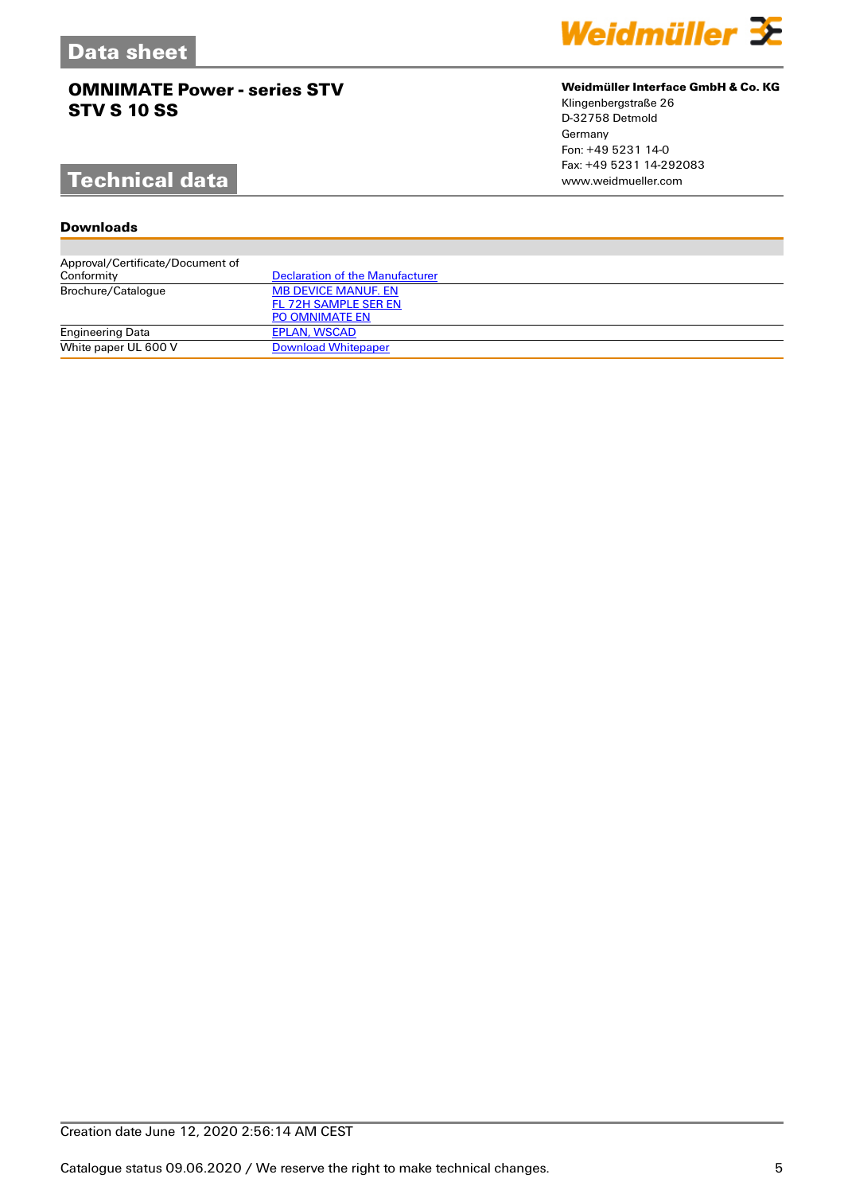# Data sheet

## OMNIMATE Power - series STV
## STV S 10 SS

**Weidmüller Interface GmbH & Co. KG**
Klingenbergstraße 26
D-32758 Detmold
Germany
Fon: +49 5231 14-0
Fax: +49 5231 14-292083
www.weidmueller.com

# Technical data

### Downloads

| | |
|---|---|
| Approval/Certificate/Document of Conformity | Declaration of the Manufacturer |
| Brochure/Catalogue | MB DEVICE MANUF. EN<br>FL 72H SAMPLE SER EN<br>PO OMNIMATE EN |
| Engineering Data | EPLAN, WSCAD |
| White paper UL 600 V | Download Whitepaper |

Creation date June 12, 2020 2:56:14 AM CEST

Catalogue status 09.06.2020 / We reserve the right to make technical changes.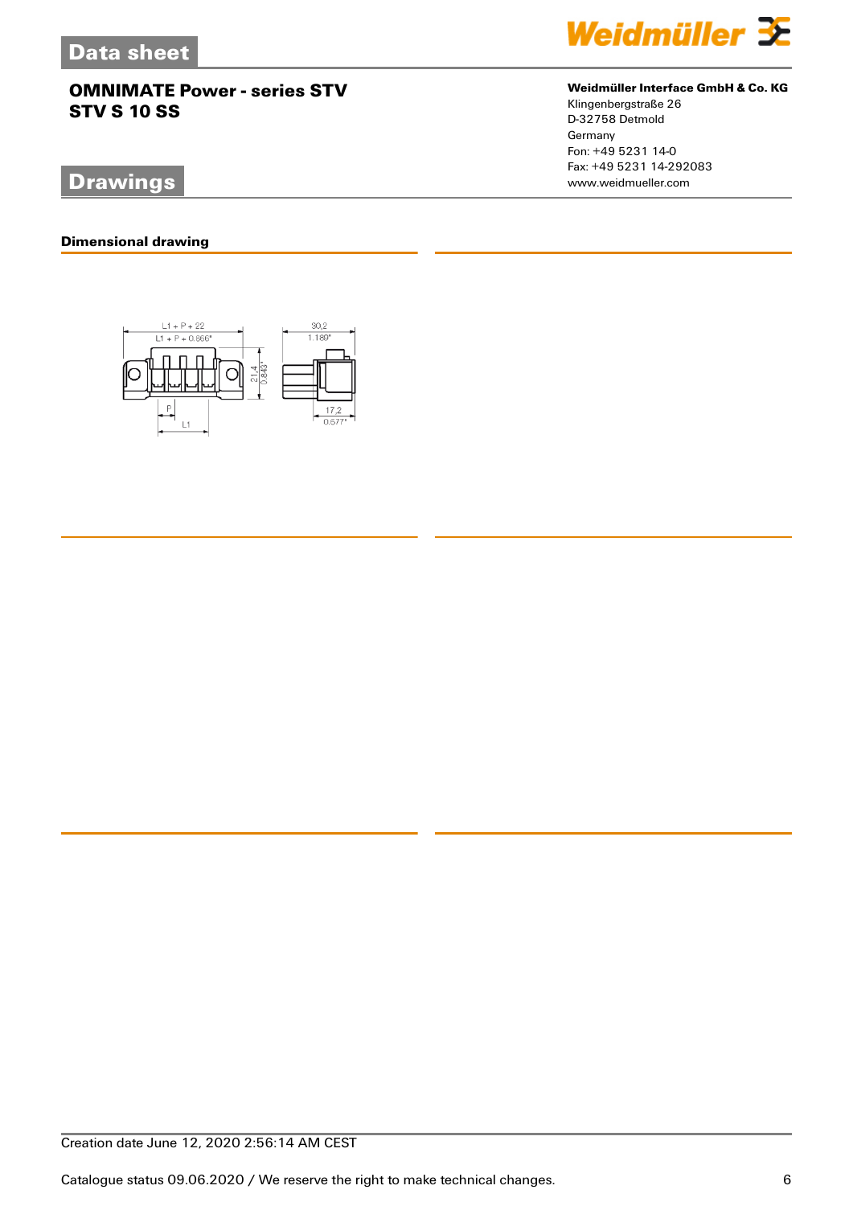## Data sheet

**OMNIMATE Power - series STV**
**STV S 10 SS**

**Weidmüller Interface GmbH & Co. KG**
Klingenbergstraße 26
D-32758 Detmold
Germany
Fon: +49 5231 14-0
Fax: +49 5231 14-292083
www.weidmueller.com

## Drawings

**Dimensional drawing**

L1 + P + 22
L1 + P + 0.866"
21,4
0.843"
P
L1
30,2
1.189"
17,2
0.677"

Creation date June 12, 2020 2:56:14 AM CEST

Catalogue status 09.06.2020 / We reserve the right to make technical changes.